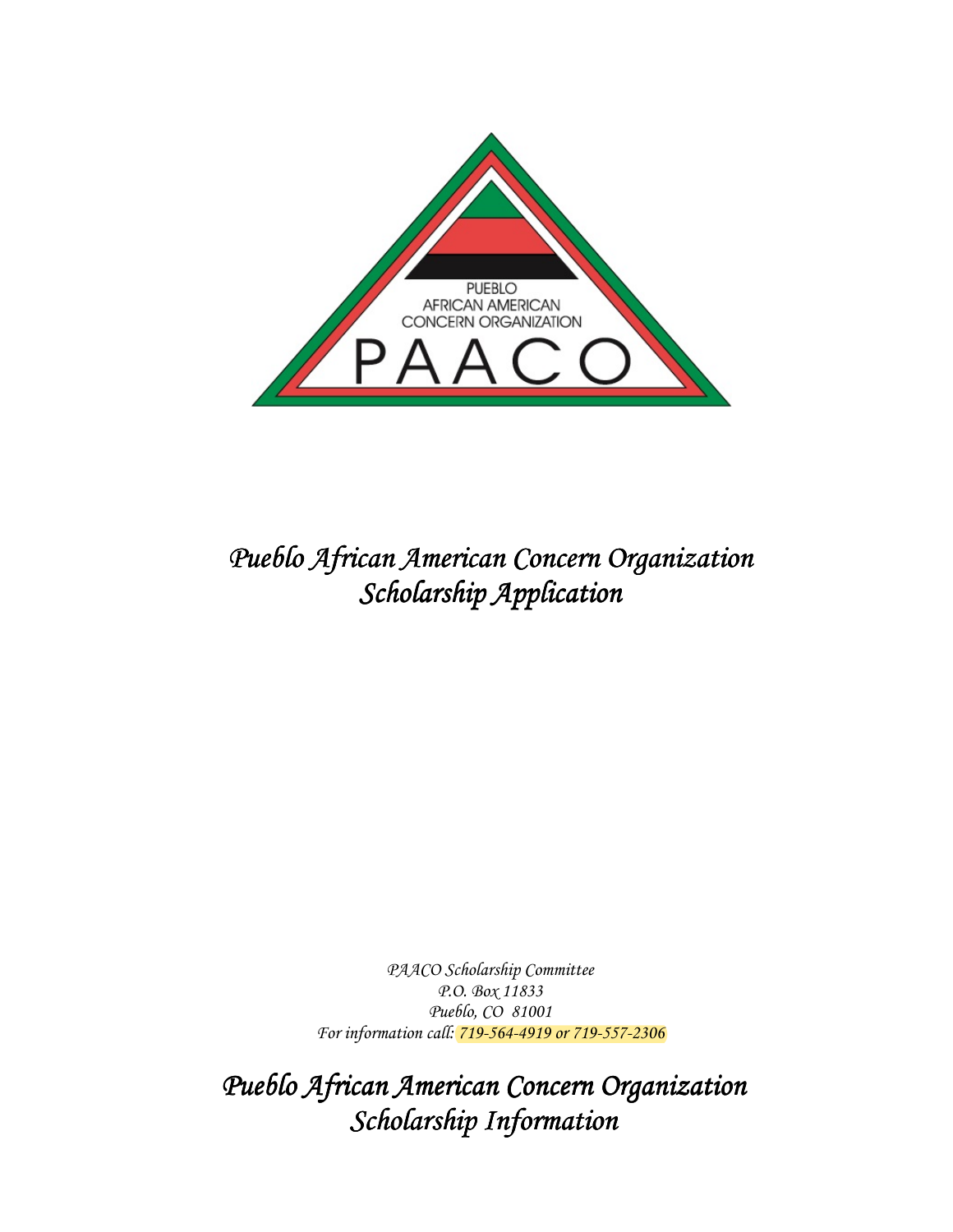PUEBLO
AFRICAN AMERICAN
CONCERN ORGANIZATION
PAACO

# *Pueblo African American Concern Organization Scholarship Application*

*PAACO Scholarship Committee*
*P.O. Box 11833*
*Pueblo, CO 81001*
*For information call: 719-564-4919 or 719-557-2306*

# *Pueblo African American Concern Organization Scholarship Information*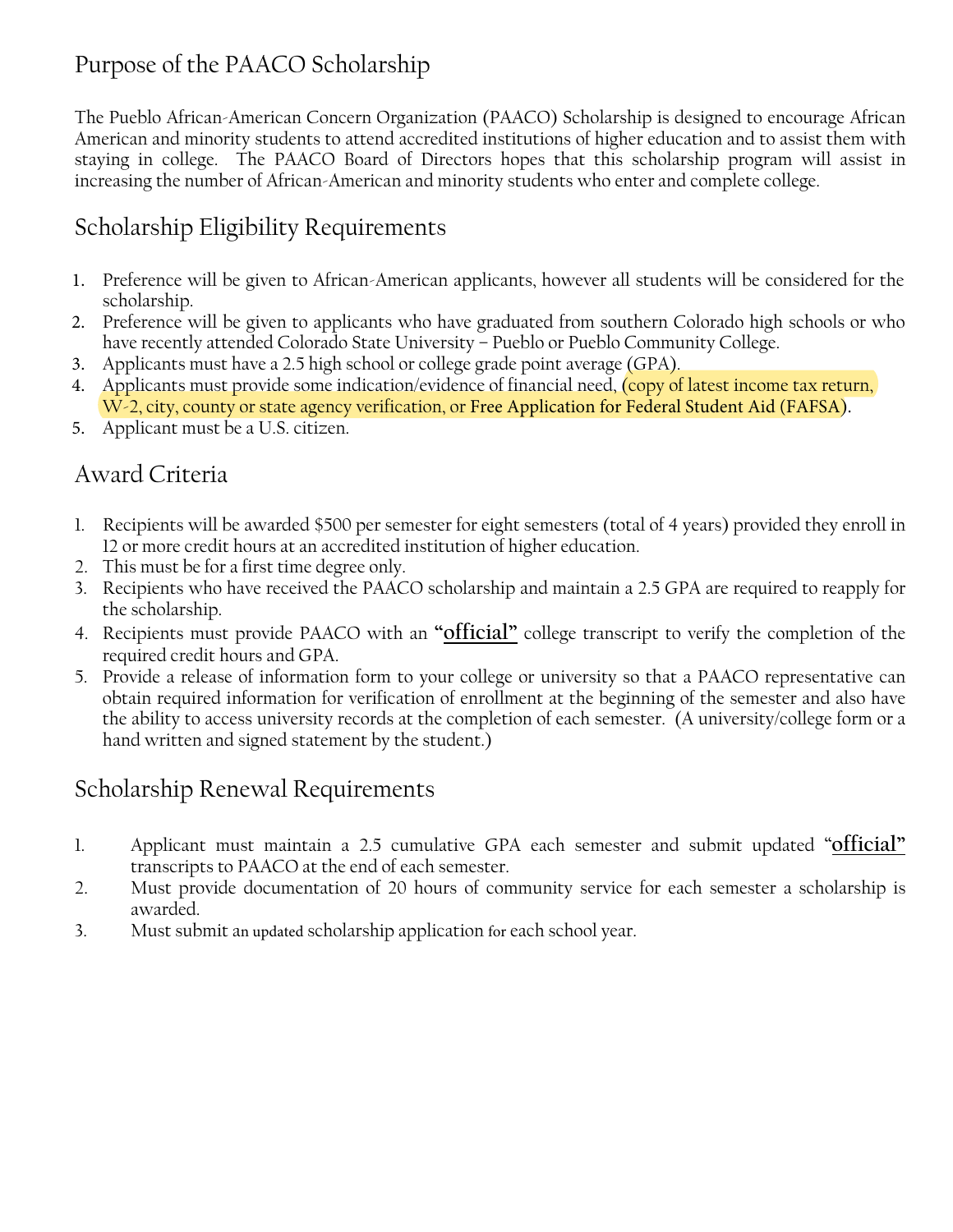## Purpose of the PAACO Scholarship

The Pueblo African-American Concern Organization (PAACO) Scholarship is designed to encourage African American and minority students to attend accredited institutions of higher education and to assist them with staying in college. The PAACO Board of Directors hopes that this scholarship program will assist in increasing the number of African-American and minority students who enter and complete college.

## Scholarship Eligibility Requirements

1. Preference will be given to African-American applicants, however all students will be considered for the scholarship.
2. Preference will be given to applicants who have graduated from southern Colorado high schools or who have recently attended Colorado State University – Pueblo or Pueblo Community College.
3. Applicants must have a 2.5 high school or college grade point average (GPA).
4. Applicants must provide some indication/evidence of financial need, (copy of latest income tax return, W-2, city, county or state agency verification, or Free Application for Federal Student Aid (FAFSA).
5. Applicant must be a U.S. citizen.

## Award Criteria

1. Recipients will be awarded $500 per semester for eight semesters (total of 4 years) provided they enroll in 12 or more credit hours at an accredited institution of higher education.
2. This must be for a first time degree only.
3. Recipients who have received the PAACO scholarship and maintain a 2.5 GPA are required to reapply for the scholarship.
4. Recipients must provide PAACO with an **"official"** college transcript to verify the completion of the required credit hours and GPA.
5. Provide a release of information form to your college or university so that a PAACO representative can obtain required information for verification of enrollment at the beginning of the semester and also have the ability to access university records at the completion of each semester. (A university/college form or a hand written and signed statement by the student.)

## Scholarship Renewal Requirements

1. Applicant must maintain a 2.5 cumulative GPA each semester and submit updated **"official"** transcripts to PAACO at the end of each semester.
2. Must provide documentation of 20 hours of community service for each semester a scholarship is awarded.
3. Must submit an updated scholarship application for each school year.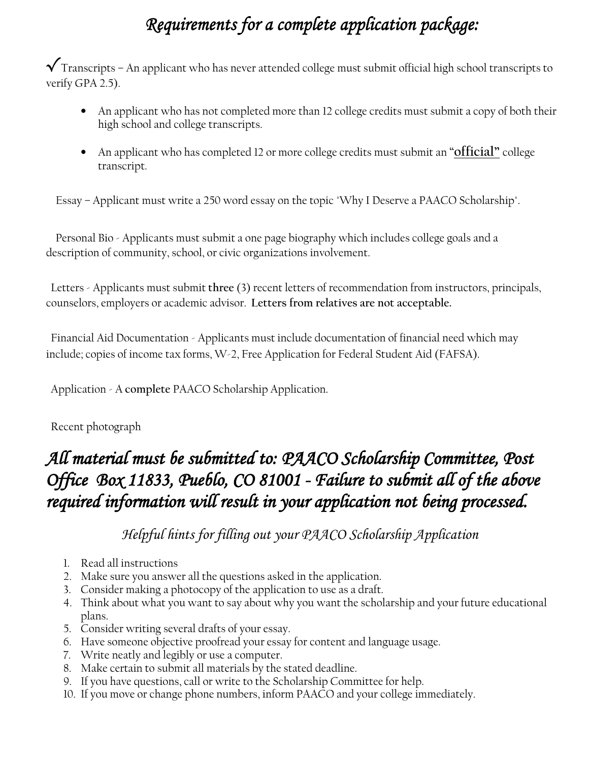# *Requirements for a complete application package:*

✓Transcripts – An applicant who has never attended college must submit official high school transcripts to verify GPA 2.5).

- An applicant who has not completed more than 12 college credits must submit a copy of both their high school and college transcripts.
- An applicant who has completed 12 or more college credits must submit an "**official**" college transcript.

Essay – Applicant must write a 250 word essay on the topic "Why I Deserve a PAACO Scholarship".

Personal Bio - Applicants must submit a one page biography which includes college goals and a description of community, school, or civic organizations involvement.

Letters - Applicants must submit **three** (3) recent letters of recommendation from instructors, principals, counselors, employers or academic advisor. **Letters from relatives are not acceptable.**

Financial Aid Documentation - Applicants must include documentation of financial need which may include; copies of income tax forms, W-2, Free Application for Federal Student Aid (FAFSA).

Application - A **complete** PAACO Scholarship Application.

Recent photograph

## *All material must be submitted to: PAACO Scholarship Committee, Post Office Box 11833, Pueblo, CO 81001 - Failure to submit all of the above required information will result in your application not being processed.*

### *Helpful hints for filling out your PAACO Scholarship Application*

1. Read all instructions
2. Make sure you answer all the questions asked in the application.
3. Consider making a photocopy of the application to use as a draft.
4. Think about what you want to say about why you want the scholarship and your future educational plans.
5. Consider writing several drafts of your essay.
6. Have someone objective proofread your essay for content and language usage.
7. Write neatly and legibly or use a computer.
8. Make certain to submit all materials by the stated deadline.
9. If you have questions, call or write to the Scholarship Committee for help.
10. If you move or change phone numbers, inform PAACO and your college immediately.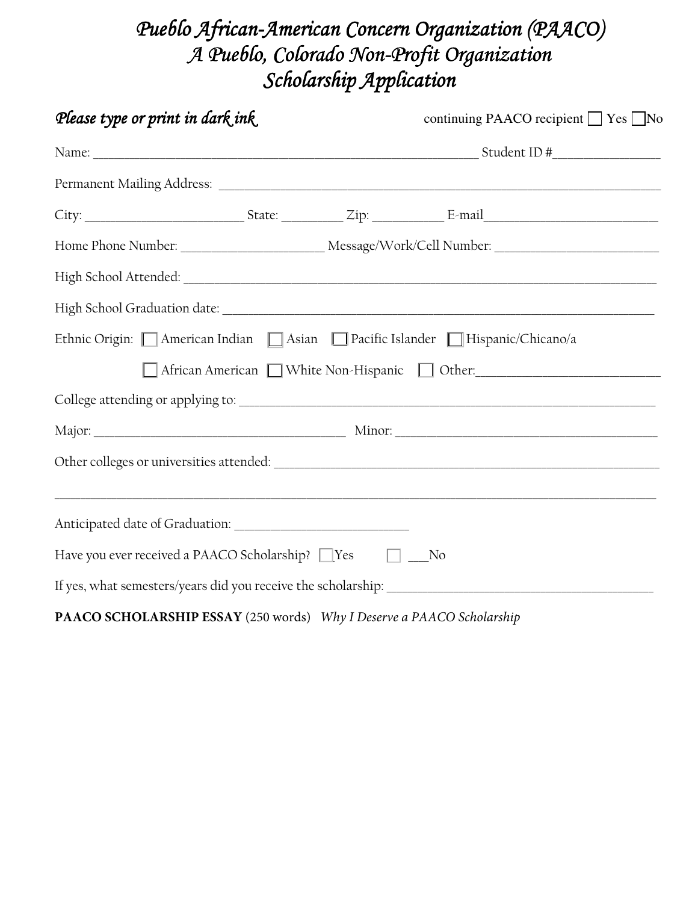# *Pueblo African-American Concern Organization (PAACO)*
## *A Pueblo, Colorado Non-Profit Organization*
## *Scholarship Application*

***Please type or print in dark ink*** continuing PAACO recipient ☐ Yes ☐ No

Name: ______________________________________________________________ Student ID #________________

Permanent Mailing Address: ______________________________________________________________________

City: _________________________ State: _________ Zip: ___________ E-mail___________________________

Home Phone Number: ______________________ Message/Work/Cell Number: __________________________

High School Attended: _____________________________________________________________________________

High School Graduation date: _______________________________________________________________________

Ethnic Origin: ☐ American Indian ☐ Asian ☐ Pacific Islander ☐ Hispanic/Chicano/a

☐ African American ☐ White Non-Hispanic ☐ Other:_____________________________

College attending or applying to: _____________________________________________________________________

Major: ________________________________________ Minor: ___________________________________________

Other colleges or universities attended: ________________________________________________________________

_____________________________________________________________________________________________

Anticipated date of Graduation: ____________________________

Have you ever received a PAACO Scholarship? ☐ Yes ☐ ___No

If yes, what semesters/years did you receive the scholarship: ___________________________________________

**PAACO SCHOLARSHIP ESSAY** (250 words) *Why I Deserve a PAACO Scholarship*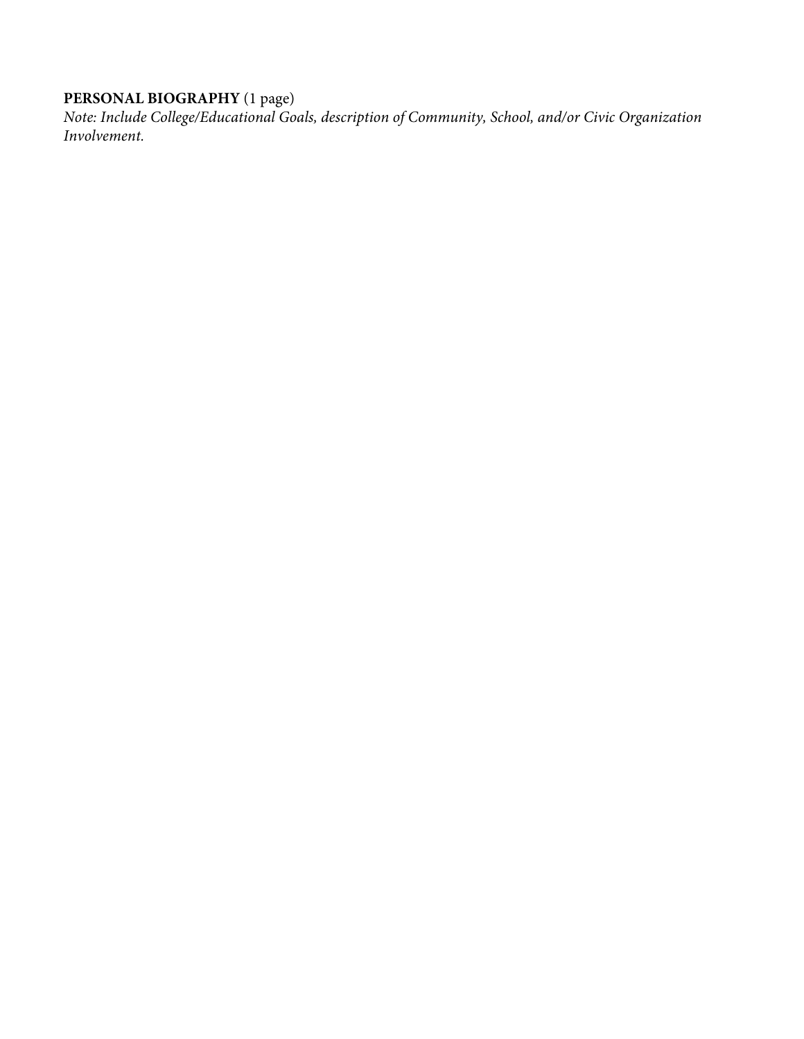**PERSONAL BIOGRAPHY** (1 page)

*Note: Include College/Educational Goals, description of Community, School, and/or Civic Organization Involvement.*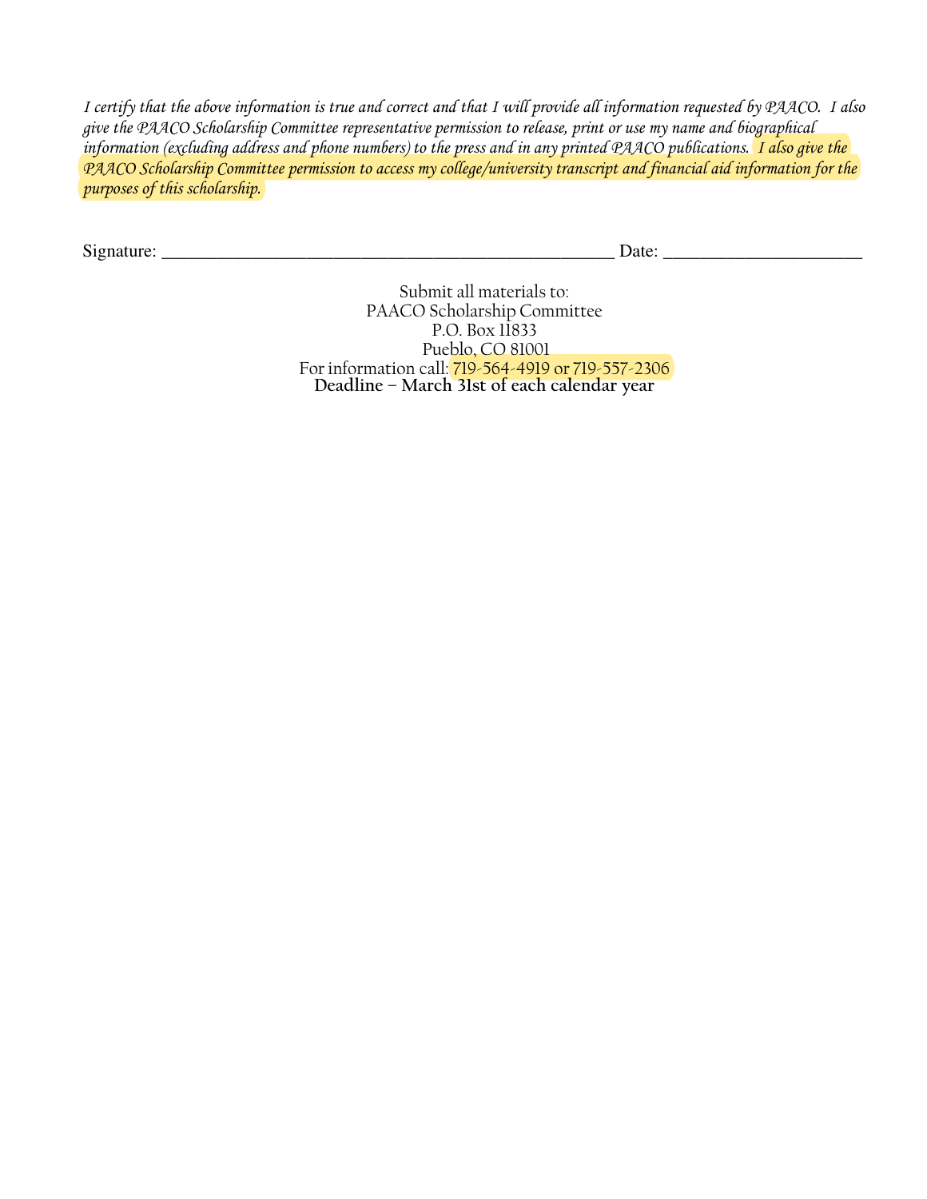*I certify that the above information is true and correct and that I will provide all information requested by PAACO. I also give the PAACO Scholarship Committee representative permission to release, print or use my name and biographical information (excluding address and phone numbers) to the press and in any printed PAACO publications. I also give the PAACO Scholarship Committee permission to access my college/university transcript and financial aid information for the purposes of this scholarship.*

Signature: ____________________________________________________ Date: ______________________

Submit all materials to:
PAACO Scholarship Committee
P.O. Box 11833
Pueblo, CO 81001
For information call: 719-564-4919 or 719-557-2306
**Deadline – March 31st of each calendar year**